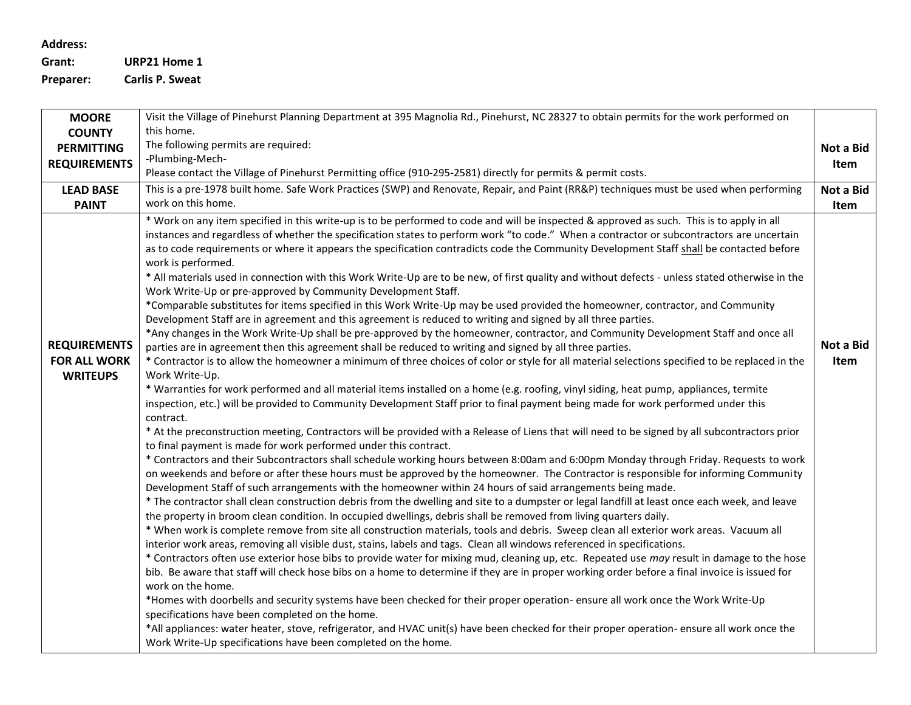**Address:**
**Grant:** **URP21 Home 1**
**Preparer:** **Carlis P. Sweat**

| | | |
|---|---|---|
| **MOORE COUNTY PERMITTING REQUIREMENTS** | Visit the Village of Pinehurst Planning Department at 395 Magnolia Rd., Pinehurst, NC 28327 to obtain permits for the work performed on this home.<br>The following permits are required:<br>-Plumbing-Mech-<br>Please contact the Village of Pinehurst Permitting office (910-295-2581) directly for permits & permit costs. | **Not a Bid Item** |
| **LEAD BASE PAINT** | This is a pre-1978 built home. Safe Work Practices (SWP) and Renovate, Repair, and Paint (RR&P) techniques must be used when performing work on this home. | **Not a Bid Item** |
| **REQUIREMENTS FOR ALL WORK WRITEUPS** | * Work on any item specified in this write-up is to be performed to code and will be inspected & approved as such. This is to apply in all instances and regardless of whether the specification states to perform work "to code." When a contractor or subcontractors are uncertain as to code requirements or where it appears the specification contradicts code the Community Development Staff <u>shall</u> be contacted before work is performed.<br>* All materials used in connection with this Work Write-Up are to be new, of first quality and without defects - unless stated otherwise in the Work Write-Up or pre-approved by Community Development Staff.<br>*Comparable substitutes for items specified in this Work Write-Up may be used provided the homeowner, contractor, and Community Development Staff are in agreement and this agreement is reduced to writing and signed by all three parties.<br>*Any changes in the Work Write-Up shall be pre-approved by the homeowner, contractor, and Community Development Staff and once all parties are in agreement then this agreement shall be reduced to writing and signed by all three parties.<br>* Contractor is to allow the homeowner a minimum of three choices of color or style for all material selections specified to be replaced in the Work Write-Up.<br>* Warranties for work performed and all material items installed on a home (e.g. roofing, vinyl siding, heat pump, appliances, termite inspection, etc.) will be provided to Community Development Staff prior to final payment being made for work performed under this contract.<br>* At the preconstruction meeting, Contractors will be provided with a Release of Liens that will need to be signed by all subcontractors prior to final payment is made for work performed under this contract.<br>* Contractors and their Subcontractors shall schedule working hours between 8:00am and 6:00pm Monday through Friday. Requests to work on weekends and before or after these hours must be approved by the homeowner. The Contractor is responsible for informing Community Development Staff of such arrangements with the homeowner within 24 hours of said arrangements being made.<br>* The contractor shall clean construction debris from the dwelling and site to a dumpster or legal landfill at least once each week, and leave the property in broom clean condition. In occupied dwellings, debris shall be removed from living quarters daily.<br>* When work is complete remove from site all construction materials, tools and debris. Sweep clean all exterior work areas. Vacuum all interior work areas, removing all visible dust, stains, labels and tags. Clean all windows referenced in specifications.<br>* Contractors often use exterior hose bibs to provide water for mixing mud, cleaning up, etc. Repeated use *may* result in damage to the hose bib. Be aware that staff will check hose bibs on a home to determine if they are in proper working order before a final invoice is issued for work on the home.<br>*Homes with doorbells and security systems have been checked for their proper operation- ensure all work once the Work Write-Up specifications have been completed on the home.<br>*All appliances: water heater, stove, refrigerator, and HVAC unit(s) have been checked for their proper operation- ensure all work once the Work Write-Up specifications have been completed on the home. | **Not a Bid Item** |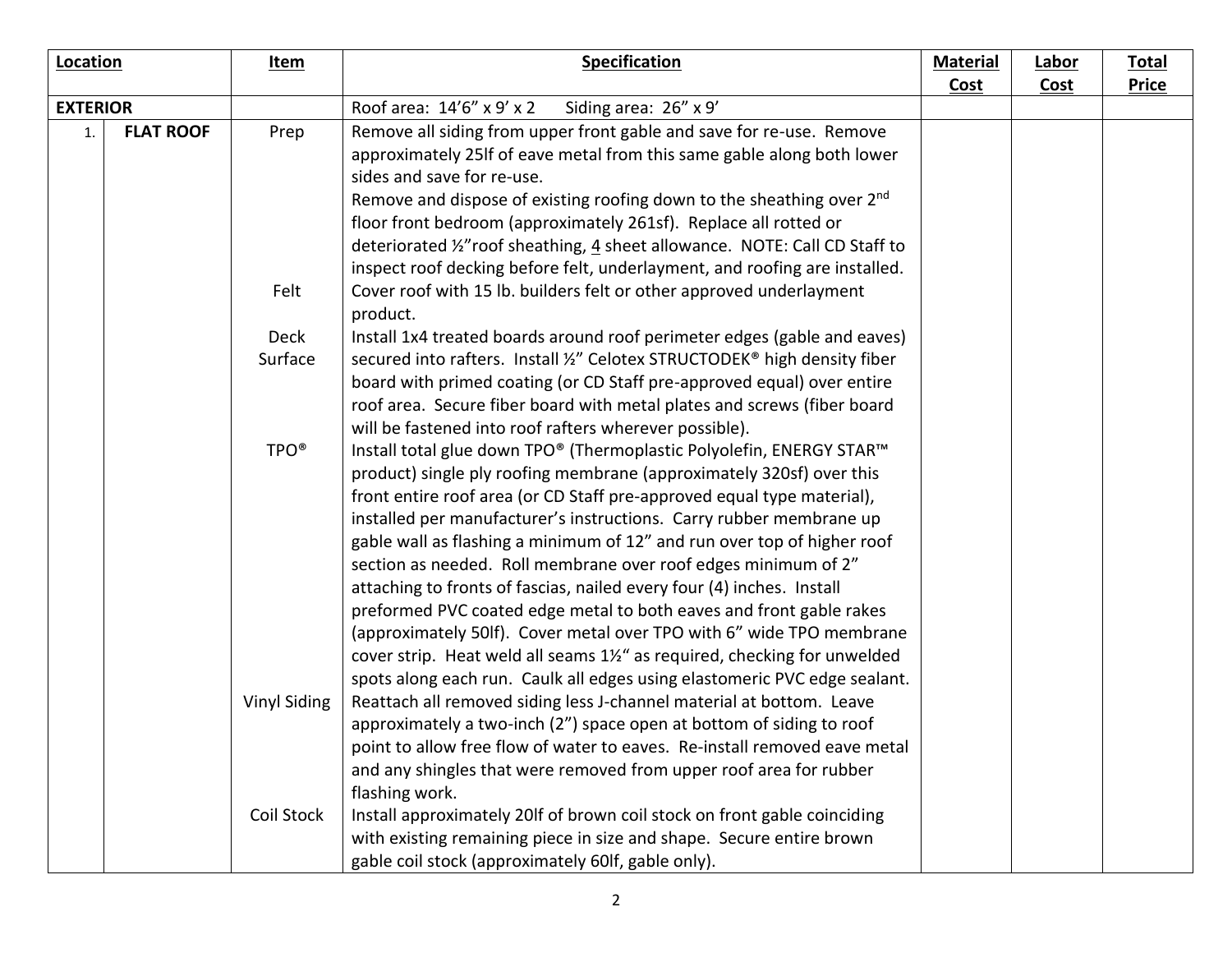| Location | | Item | Specification | Material Cost | Labor Cost | Total Price |
|---|---|---|---|---|---|---|
| **EXTERIOR** | | | Roof area: 14'6" x 9' x 2 Siding area: 26" x 9' | | | |
| 1. | **FLAT ROOF** | Prep | Remove all siding from upper front gable and save for re-use. Remove approximately 25lf of eave metal from this same gable along both lower sides and save for re-use. Remove and dispose of existing roofing down to the sheathing over 2nd floor front bedroom (approximately 261sf). Replace all rotted or deteriorated ½"roof sheathing, 4 sheet allowance. NOTE: Call CD Staff to inspect roof decking before felt, underlayment, and roofing are installed. | | | |
| | | Felt | Cover roof with 15 lb. builders felt or other approved underlayment product. | | | |
| | | Deck Surface | Install 1x4 treated boards around roof perimeter edges (gable and eaves) secured into rafters. Install ½" Celotex STRUCTODEK® high density fiber board with primed coating (or CD Staff pre-approved equal) over entire roof area. Secure fiber board with metal plates and screws (fiber board will be fastened into roof rafters wherever possible). | | | |
| | | TPO® | Install total glue down TPO® (Thermoplastic Polyolefin, ENERGY STAR™ product) single ply roofing membrane (approximately 320sf) over this front entire roof area (or CD Staff pre-approved equal type material), installed per manufacturer's instructions. Carry rubber membrane up gable wall as flashing a minimum of 12" and run over top of higher roof section as needed. Roll membrane over roof edges minimum of 2" attaching to fronts of fascias, nailed every four (4) inches. Install preformed PVC coated edge metal to both eaves and front gable rakes (approximately 50lf). Cover metal over TPO with 6" wide TPO membrane cover strip. Heat weld all seams 1½" as required, checking for unwelded spots along each run. Caulk all edges using elastomeric PVC edge sealant. | | | |
| | | Vinyl Siding | Reattach all removed siding less J-channel material at bottom. Leave approximately a two-inch (2") space open at bottom of siding to roof point to allow free flow of water to eaves. Re-install removed eave metal and any shingles that were removed from upper roof area for rubber flashing work. | | | |
| | | Coil Stock | Install approximately 20lf of brown coil stock on front gable coinciding with existing remaining piece in size and shape. Secure entire brown gable coil stock (approximately 60lf, gable only). | | | |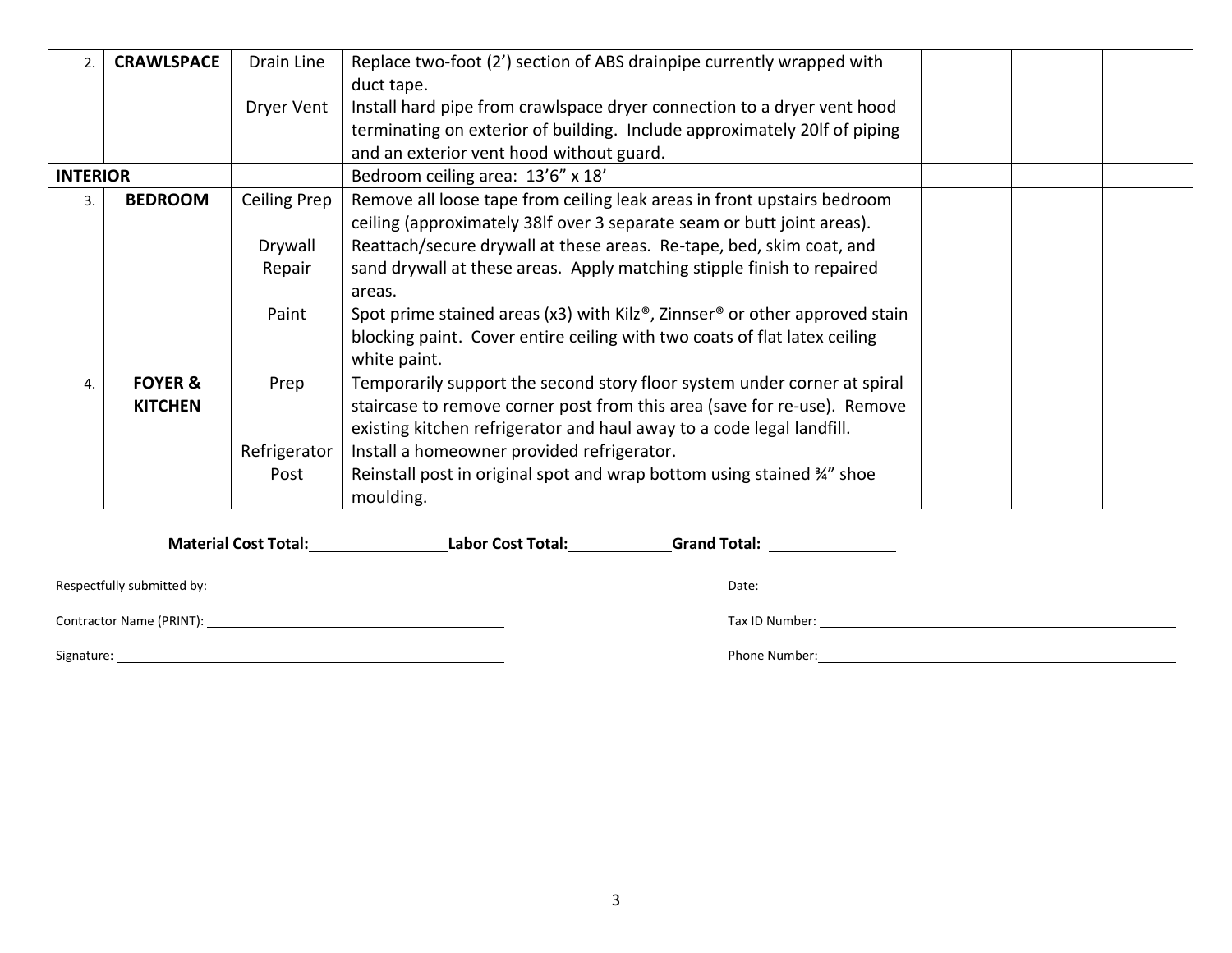| | | | | | | |
|---|---|---|---|---|---|---|
| 2. | **CRAWLSPACE** | Drain Line<br><br>Dryer Vent | Replace two-foot (2') section of ABS drainpipe currently wrapped with duct tape.<br>Install hard pipe from crawlspace dryer connection to a dryer vent hood terminating on exterior of building. Include approximately 20lf of piping and an exterior vent hood without guard. | | | |
| **INTERIOR** | | | Bedroom ceiling area: 13'6" x 18' | | | |
| 3. | **BEDROOM** | Ceiling Prep<br><br>Drywall Repair<br><br>Paint | Remove all loose tape from ceiling leak areas in front upstairs bedroom ceiling (approximately 38lf over 3 separate seam or butt joint areas).<br>Reattach/secure drywall at these areas. Re-tape, bed, skim coat, and sand drywall at these areas. Apply matching stipple finish to repaired areas.<br>Spot prime stained areas (x3) with Kilz®, Zinnser® or other approved stain blocking paint. Cover entire ceiling with two coats of flat latex ceiling white paint. | | | |
| 4. | **FOYER & KITCHEN** | Prep<br><br>Refrigerator<br>Post | Temporarily support the second story floor system under corner at spiral staircase to remove corner post from this area (save for re-use). Remove existing kitchen refrigerator and haul away to a code legal landfill.<br>Install a homeowner provided refrigerator.<br>Reinstall post in original spot and wrap bottom using stained ¾" shoe moulding. | | | |

**Material Cost Total:**\_\_\_\_\_\_\_\_\_\_ **Labor Cost Total:**\_\_\_\_\_\_\_\_\_\_ **Grand Total:** \_\_\_\_\_\_\_\_\_\_

Respectfully submitted by: \_\_\_\_\_\_\_\_\_\_\_\_\_\_\_\_\_\_\_\_ Date: \_\_\_\_\_\_\_\_\_\_\_\_\_\_\_\_\_\_\_\_

Contractor Name (PRINT): \_\_\_\_\_\_\_\_\_\_\_\_\_\_\_\_\_\_\_\_ Tax ID Number: \_\_\_\_\_\_\_\_\_\_\_\_\_\_\_\_\_\_\_\_

Signature: \_\_\_\_\_\_\_\_\_\_\_\_\_\_\_\_\_\_\_\_ Phone Number: \_\_\_\_\_\_\_\_\_\_\_\_\_\_\_\_\_\_\_\_